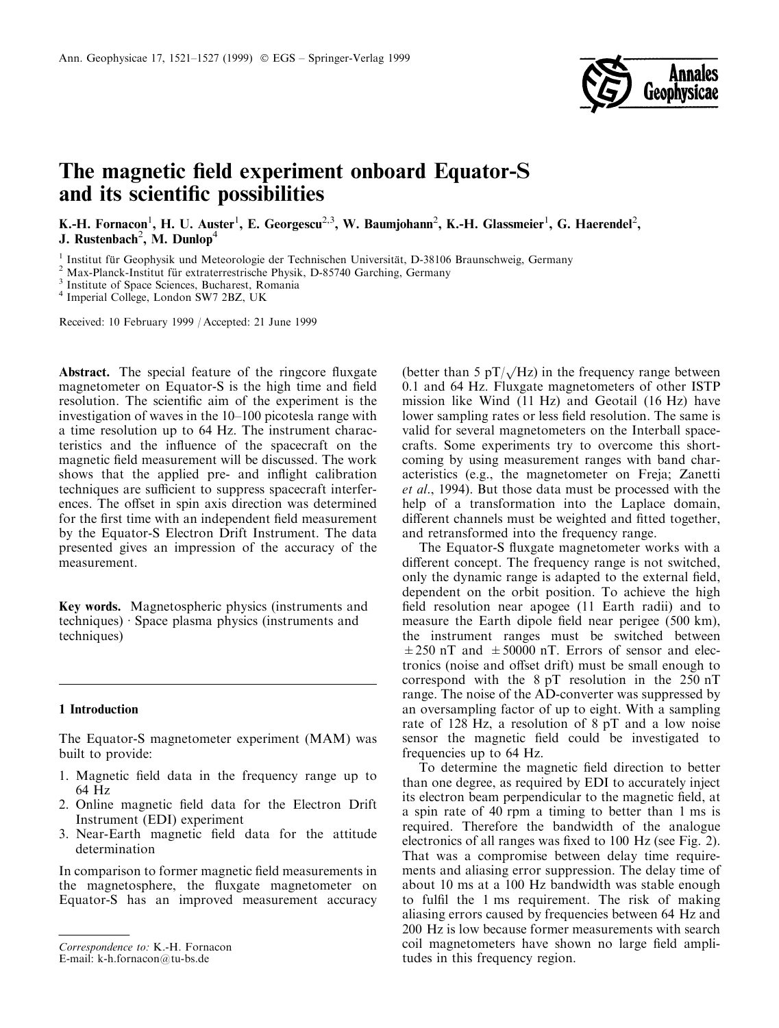# The magnetic field experiment onboard Equator-S and its scientific possibilities

**K.-H. Fornacon[1], H. U. Auster[1], E. Georgescu[2,3], W. Baumjohann[2], K.-H. Glassmeier[1], G. Haerendel[2], J. Rustenbach[2], M. Dunlop[4]**

[1] Institut für Geophysik und Meteorologie der Technischen Universität, D-38106 Braunschweig, Germany
[2] Max-Planck-Institut für extraterrestrische Physik, D-85740 Garching, Germany
[3] Institute of Space Sciences, Bucharest, Romania
[4] Imperial College, London SW7 2BZ, UK

Received: 10 February 1999 / Accepted: 21 June 1999

**Abstract.** The special feature of the ringcore fluxgate magnetometer on Equator-S is the high time and field resolution. The scientific aim of the experiment is the investigation of waves in the 10–100 picotesla range with a time resolution up to 64 Hz. The instrument characteristics and the influence of the spacecraft on the magnetic field measurement will be discussed. The work shows that the applied pre- and inflight calibration techniques are sufficient to suppress spacecraft interferences. The offset in spin axis direction was determined for the first time with an independent field measurement by the Equator-S Electron Drift Instrument. The data presented gives an impression of the accuracy of the measurement.

**Key words.** Magnetospheric physics (instruments and techniques) · Space plasma physics (instruments and techniques)

## 1 Introduction

The Equator-S magnetometer experiment (MAM) was built to provide:

1. Magnetic field data in the frequency range up to 64 Hz
2. Online magnetic field data for the Electron Drift Instrument (EDI) experiment
3. Near-Earth magnetic field data for the attitude determination

In comparison to former magnetic field measurements in the magnetosphere, the fluxgate magnetometer on Equator-S has an improved measurement accuracy (better than 5 pT/$\sqrt{\text{Hz}}$) in the frequency range between 0.1 and 64 Hz. Fluxgate magnetometers of other ISTP mission like Wind (11 Hz) and Geotail (16 Hz) have lower sampling rates or less field resolution. The same is valid for several magnetometers on the Interball spacecrafts. Some experiments try to overcome this shortcoming by using measurement ranges with band characteristics (e.g., the magnetometer on Freja; Zanetti *et al*., 1994). But those data must be processed with the help of a transformation into the Laplace domain, different channels must be weighted and fitted together, and retransformed into the frequency range.

The Equator-S fluxgate magnetometer works with a different concept. The frequency range is not switched, only the dynamic range is adapted to the external field, dependent on the orbit position. To achieve the high field resolution near apogee (11 Earth radii) and to measure the Earth dipole field near perigee (500 km), the instrument ranges must be switched between ±250 nT and ±50000 nT. Errors of sensor and electronics (noise and offset drift) must be small enough to correspond with the 8 pT resolution in the 250 nT range. The noise of the AD-converter was suppressed by an oversampling factor of up to eight. With a sampling rate of 128 Hz, a resolution of 8 pT and a low noise sensor the magnetic field could be investigated to frequencies up to 64 Hz.

To determine the magnetic field direction to better than one degree, as required by EDI to accurately inject its electron beam perpendicular to the magnetic field, at a spin rate of 40 rpm a timing to better than 1 ms is required. Therefore the bandwidth of the analogue electronics of all ranges was fixed to 100 Hz (see Fig. 2). That was a compromise between delay time requirements and aliasing error suppression. The delay time of about 10 ms at a 100 Hz bandwidth was stable enough to fulfil the 1 ms requirement. The risk of making aliasing errors caused by frequencies between 64 Hz and 200 Hz is low because former measurements with search coil magnetometers have shown no large field amplitudes in this frequency region.

*Correspondence to:* K.-H. Fornacon
E-mail: k-h.fornacon@tu-bs.de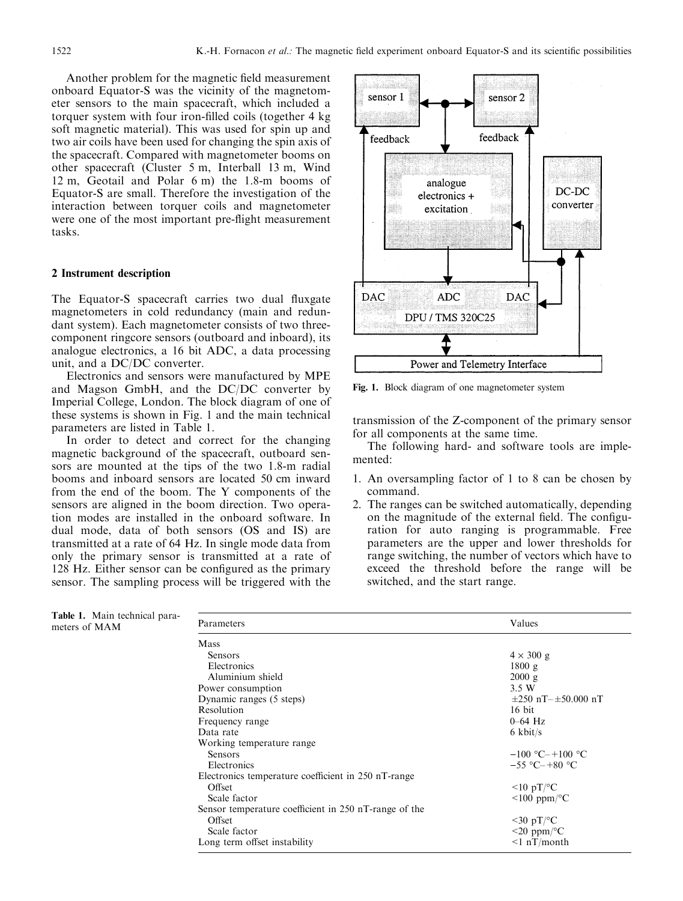Another problem for the magnetic field measurement onboard Equator-S was the vicinity of the magnetometer sensors to the main spacecraft, which included a torquer system with four iron-filled coils (together 4 kg soft magnetic material). This was used for spin up and two air coils have been used for changing the spin axis of the spacecraft. Compared with magnetometer booms on other spacecraft (Cluster 5 m, Interball 13 m, Wind 12 m, Geotail and Polar 6 m) the 1.8-m booms of Equator-S are small. Therefore the investigation of the interaction between torquer coils and magnetometer were one of the most important pre-flight measurement tasks.

## 2 Instrument description

The Equator-S spacecraft carries two dual fluxgate magnetometers in cold redundancy (main and redundant system). Each magnetometer consists of two three-component ringcore sensors (outboard and inboard), its analogue electronics, a 16 bit ADC, a data processing unit, and a DC/DC converter.

Electronics and sensors were manufactured by MPE and Magson GmbH, and the DC/DC converter by Imperial College, London. The block diagram of one of these systems is shown in Fig. 1 and the main technical parameters are listed in Table 1.

In order to detect and correct for the changing magnetic background of the spacecraft, outboard sensors are mounted at the tips of the two 1.8-m radial booms and inboard sensors are located 50 cm inward from the end of the boom. The Y components of the sensors are aligned in the boom direction. Two operation modes are installed in the onboard software. In dual mode, data of both sensors (OS and IS) are transmitted at a rate of 64 Hz. In single mode data from only the primary sensor is transmitted at a rate of 128 Hz. Either sensor can be configured as the primary sensor. The sampling process will be triggered with the transmission of the Z-component of the primary sensor for all components at the same time.

Fig. 1. Block diagram of one magnetometer system

The following hard- and software tools are implemented:

1. An oversampling factor of 1 to 8 can be chosen by command.
2. The ranges can be switched automatically, depending on the magnitude of the external field. The configuration for auto ranging is programmable. Free parameters are the upper and lower thresholds for range switching, the number of vectors which have to exceed the threshold before the range will be switched, and the start range.

Table 1. Main technical parameters of MAM

| Parameters | Values |
|---|---|
| Mass | |
| Sensors | 4 × 300 g |
| Electronics | 1800 g |
| Aluminium shield | 2000 g |
| Power consumption | 3.5 W |
| Dynamic ranges (5 steps) | ±250 nT– ±50.000 nT |
| Resolution | 16 bit |
| Frequency range | 0–64 Hz |
| Data rate | 6 kbit/s |
| Working temperature range | |
| Sensors | −100 °C– +100 °C |
| Electronics | −55 °C– +80 °C |
| Electronics temperature coefficient in 250 nT-range | |
| Offset | <10 pT/°C |
| Scale factor | <100 ppm/°C |
| Sensor temperature coefficient in 250 nT-range of the | |
| Offset | <30 pT/°C |
| Scale factor | <20 ppm/°C |
| Long term offset instability | <1 nT/month |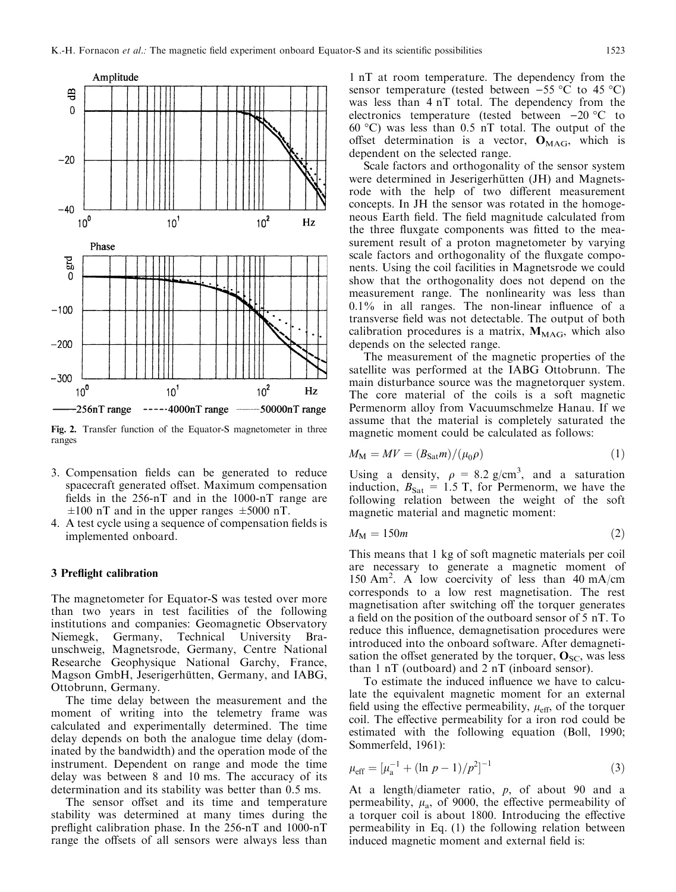Fig. 2. Transfer function of the Equator-S magnetometer in three ranges

3. Compensation fields can be generated to reduce spacecraft generated offset. Maximum compensation fields in the 256-nT and in the 1000-nT range are ±100 nT and in the upper ranges ±5000 nT.
4. A test cycle using a sequence of compensation fields is implemented onboard.

## 3 Preflight calibration

The magnetometer for Equator-S was tested over more than two years in test facilities of the following institutions and companies: Geomagnetic Observatory Niemegk, Germany, Technical University Braunschweig, Magnetsrode, Germany, Centre National Researche Geophysique National Garchy, France, Magson GmbH, Jeserigerhütten, Germany, and IABG, Ottobrunn, Germany.

The time delay between the measurement and the moment of writing into the telemetry frame was calculated and experimentally determined. The time delay depends on both the analogue time delay (dominated by the bandwidth) and the operation mode of the instrument. Dependent on range and mode the time delay was between 8 and 10 ms. The accuracy of its determination and its stability was better than 0.5 ms.

The sensor offset and its time and temperature stability was determined at many times during the preflight calibration phase. In the 256-nT and 1000-nT range the offsets of all sensors were always less than 1 nT at room temperature. The dependency from the sensor temperature (tested between −55 °C to 45 °C) was less than 4 nT total. The dependency from the electronics temperature (tested between −20 °C to 60 °C) was less than 0.5 nT total. The output of the offset determination is a vector, $\mathbf{O}_{MAG}$, which is dependent on the selected range.

Scale factors and orthogonality of the sensor system were determined in Jeserigerhütten (JH) and Magnetsrode with the help of two different measurement concepts. In JH the sensor was rotated in the homogeneous Earth field. The field magnitude calculated from the three fluxgate components was fitted to the measurement result of a proton magnetometer by varying scale factors and orthogonality of the fluxgate components. Using the coil facilities in Magnetsrode we could show that the orthogonality does not depend on the measurement range. The nonlinearity was less than 0.1% in all ranges. The non-linear influence of a transverse field was not detectable. The output of both calibration procedures is a matrix, $\mathbf{M}_{MAG}$, which also depends on the selected range.

The measurement of the magnetic properties of the satellite was performed at the IABG Ottobrunn. The main disturbance source was the magnetorquer system. The core material of the coils is a soft magnetic Permenorm alloy from Vacuumschmelze Hanau. If we assume that the material is completely saturated the magnetic moment could be calculated as follows:

$$M_M = MV = (B_{Sat} m)/(\mu_0 \rho) \tag{1}$$

Using a density, $\rho = 8.2 \text{ g/cm}^3$, and a saturation induction, $B_{Sat} = 1.5$ T, for Permenorm, we have the following relation between the weight of the soft magnetic material and magnetic moment:

$$M_M = 150m \tag{2}$$

This means that 1 kg of soft magnetic materials per coil are necessary to generate a magnetic moment of 150 Am$^2$. A low coercivity of less than 40 mA/cm corresponds to a low rest magnetisation. The rest magnetisation after switching off the torquer generates a field on the position of the outboard sensor of 5 nT. To reduce this influence, demagnetisation procedures were introduced into the onboard software. After demagnetisation the offset generated by the torquer, $\mathbf{O}_{SC}$, was less than 1 nT (outboard) and 2 nT (inboard sensor).

To estimate the induced influence we have to calculate the equivalent magnetic moment for an external field using the effective permeability, $\mu_{eff}$, of the torquer coil. The effective permeability for a iron rod could be estimated with the following equation (Boll, 1990; Sommerfeld, 1961):

$$\mu_{eff} = [\mu_a^{-1} + (\ln p - 1)/p^2]^{-1} \tag{3}$$

At a length/diameter ratio, $p$, of about 90 and a permeability, $\mu_a$, of 9000, the effective permeability of a torquer coil is about 1800. Introducing the effective permeability in Eq. (1) the following relation between induced magnetic moment and external field is: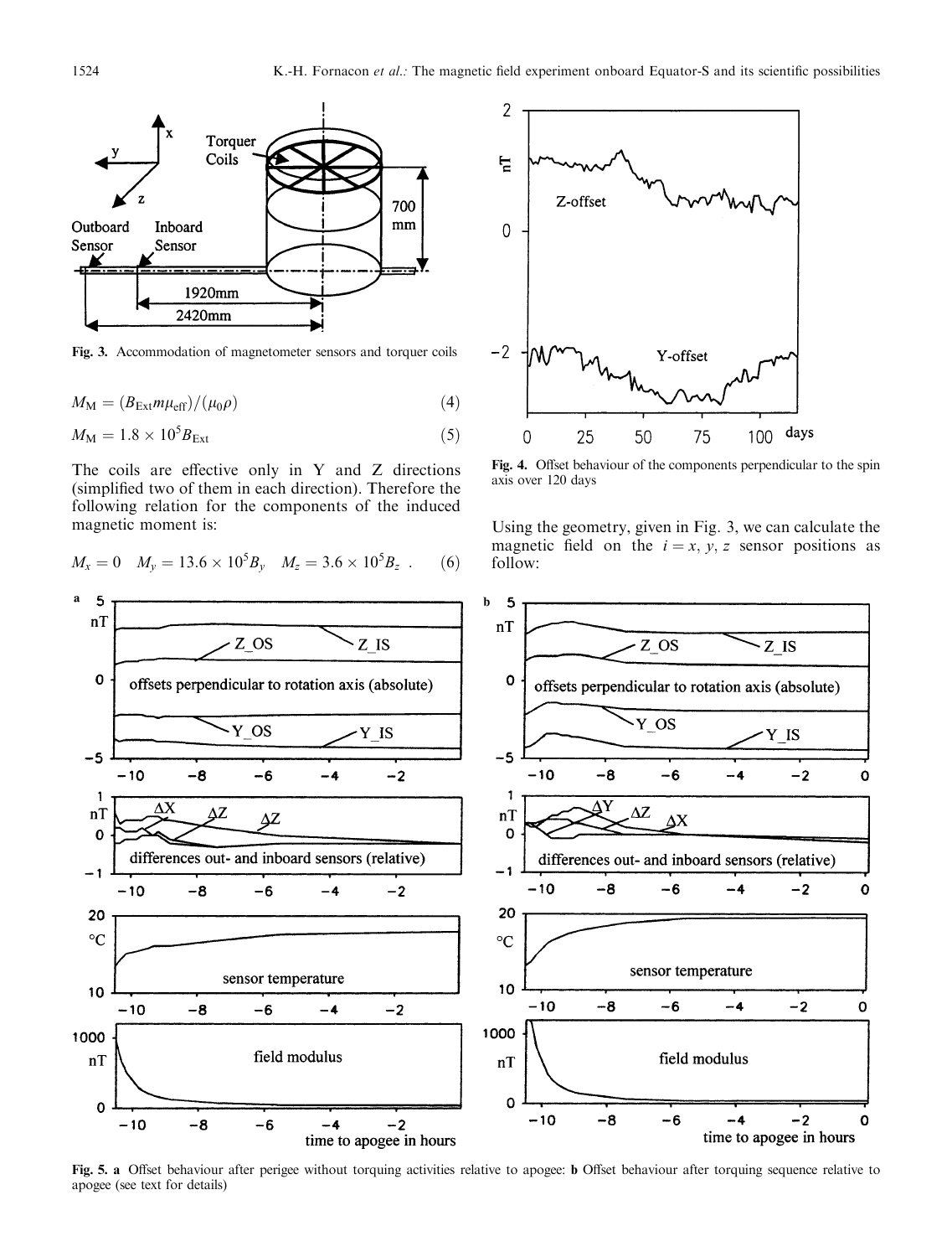**Fig. 3.** Accommodation of magnetometer sensors and torquer coils

$$M_M = (B_{Ext} m \mu_{eff})/(\mu_0 \rho) \tag{4}$$

$$M_M = 1.8 \times 10^5 B_{Ext} \tag{5}$$

The coils are effective only in Y and Z directions (simplified two of them in each direction). Therefore the following relation for the components of the induced magnetic moment is:

$$M_x = 0 \quad M_y = 13.6 \times 10^5 B_y \quad M_z = 3.6 \times 10^5 B_z \ . \tag{6}$$

**Fig. 4.** Offset behaviour of the components perpendicular to the spin axis over 120 days

Using the geometry, given in Fig. 3, we can calculate the magnetic field on the $i = x, y, z$ sensor positions as follow:

**Fig. 5. a** Offset behaviour after perigee without torquing activities relative to apogee: **b** Offset behaviour after torquing sequence relative to apogee (see text for details)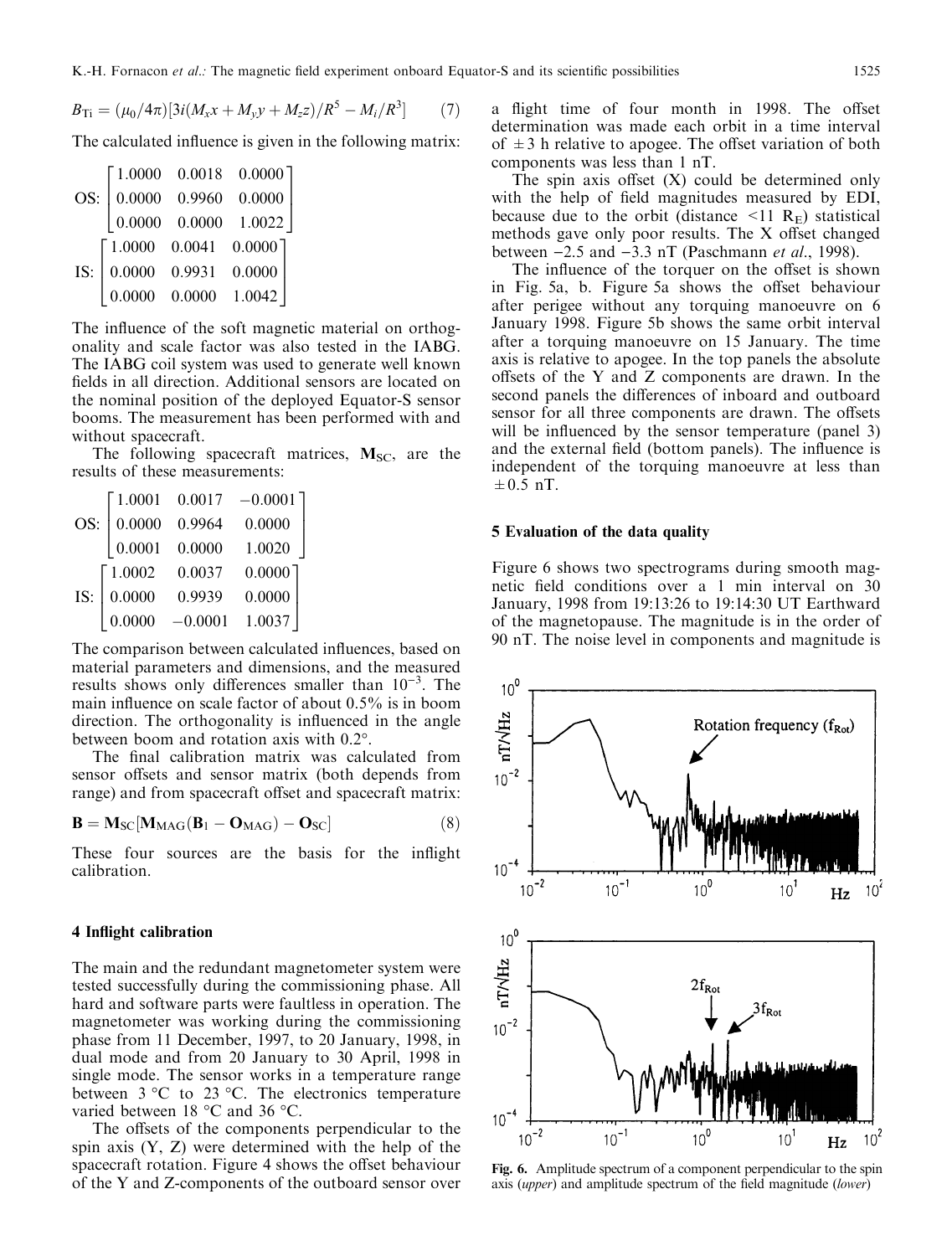$$B_{Ti} = (\mu_0/4\pi)[3i(M_x x + M_y y + M_z z)/R^5 - M_i/R^3] \quad (7)$$

The calculated influence is given in the following matrix:

$$\text{OS:} \begin{bmatrix} 1.0000 & 0.0018 & 0.0000 \\ 0.0000 & 0.9960 & 0.0000 \\ 0.0000 & 0.0000 & 1.0022 \end{bmatrix}$$

$$\text{IS:} \begin{bmatrix} 1.0000 & 0.0041 & 0.0000 \\ 0.0000 & 0.9931 & 0.0000 \\ 0.0000 & 0.0000 & 1.0042 \end{bmatrix}$$

The influence of the soft magnetic material on orthogonality and scale factor was also tested in the IABG. The IABG coil system was used to generate well known fields in all direction. Additional sensors are located on the nominal position of the deployed Equator-S sensor booms. The measurement has been performed with and without spacecraft.

The following spacecraft matrices, $\mathbf{M}_{SC}$, are the results of these measurements:

$$\text{OS:} \begin{bmatrix} 1.0001 & 0.0017 & -0.0001 \\ 0.0000 & 0.9964 & 0.0000 \\ 0.0001 & 0.0000 & 1.0020 \end{bmatrix}$$

$$\text{IS:} \begin{bmatrix} 1.0002 & 0.0037 & 0.0000 \\ 0.0000 & 0.9939 & 0.0000 \\ 0.0000 & -0.0001 & 1.0037 \end{bmatrix}$$

The comparison between calculated influences, based on material parameters and dimensions, and the measured results shows only differences smaller than $10^{-3}$. The main influence on scale factor of about 0.5% is in boom direction. The orthogonality is influenced in the angle between boom and rotation axis with 0.2°.

The final calibration matrix was calculated from sensor offsets and sensor matrix (both depends from range) and from spacecraft offset and spacecraft matrix:

$$\mathbf{B} = \mathbf{M}_{SC}[\mathbf{M}_{MAG}(\mathbf{B}_1 - \mathbf{O}_{MAG}) - \mathbf{O}_{SC}] \quad (8)$$

These four sources are the basis for the inflight calibration.

## 4 Inflight calibration

The main and the redundant magnetometer system were tested successfully during the commissioning phase. All hard and software parts were faultless in operation. The magnetometer was working during the commissioning phase from 11 December, 1997, to 20 January, 1998, in dual mode and from 20 January to 30 April, 1998 in single mode. The sensor works in a temperature range between 3 °C to 23 °C. The electronics temperature varied between 18 °C and 36 °C.

The offsets of the components perpendicular to the spin axis (Y, Z) were determined with the help of the spacecraft rotation. Figure 4 shows the offset behaviour of the Y and Z-components of the outboard sensor over a flight time of four month in 1998. The offset determination was made each orbit in a time interval of ±3 h relative to apogee. The offset variation of both components was less than 1 nT.

The spin axis offset (X) could be determined only with the help of field magnitudes measured by EDI, because due to the orbit (distance <11 $R_E$) statistical methods gave only poor results. The X offset changed between −2.5 and −3.3 nT (Paschmann *et al.*, 1998).

The influence of the torquer on the offset is shown in Fig. 5a, b. Figure 5a shows the offset behaviour after perigee without any torquing manoeuvre on 6 January 1998. Figure 5b shows the same orbit interval after a torquing manoeuvre on 15 January. The time axis is relative to apogee. In the top panels the absolute offsets of the Y and Z components are drawn. In the second panels the differences of inboard and outboard sensor for all three components are drawn. The offsets will be influenced by the sensor temperature (panel 3) and the external field (bottom panels). The influence is independent of the torquing manoeuvre at less than ±0.5 nT.

## 5 Evaluation of the data quality

Figure 6 shows two spectrograms during smooth magnetic field conditions over a 1 min interval on 30 January, 1998 from 19:13:26 to 19:14:30 UT Earthward of the magnetopause. The magnitude is in the order of 90 nT. The noise level in components and magnitude is

**Fig. 6.** Amplitude spectrum of a component perpendicular to the spin axis (*upper*) and amplitude spectrum of the field magnitude (*lower*)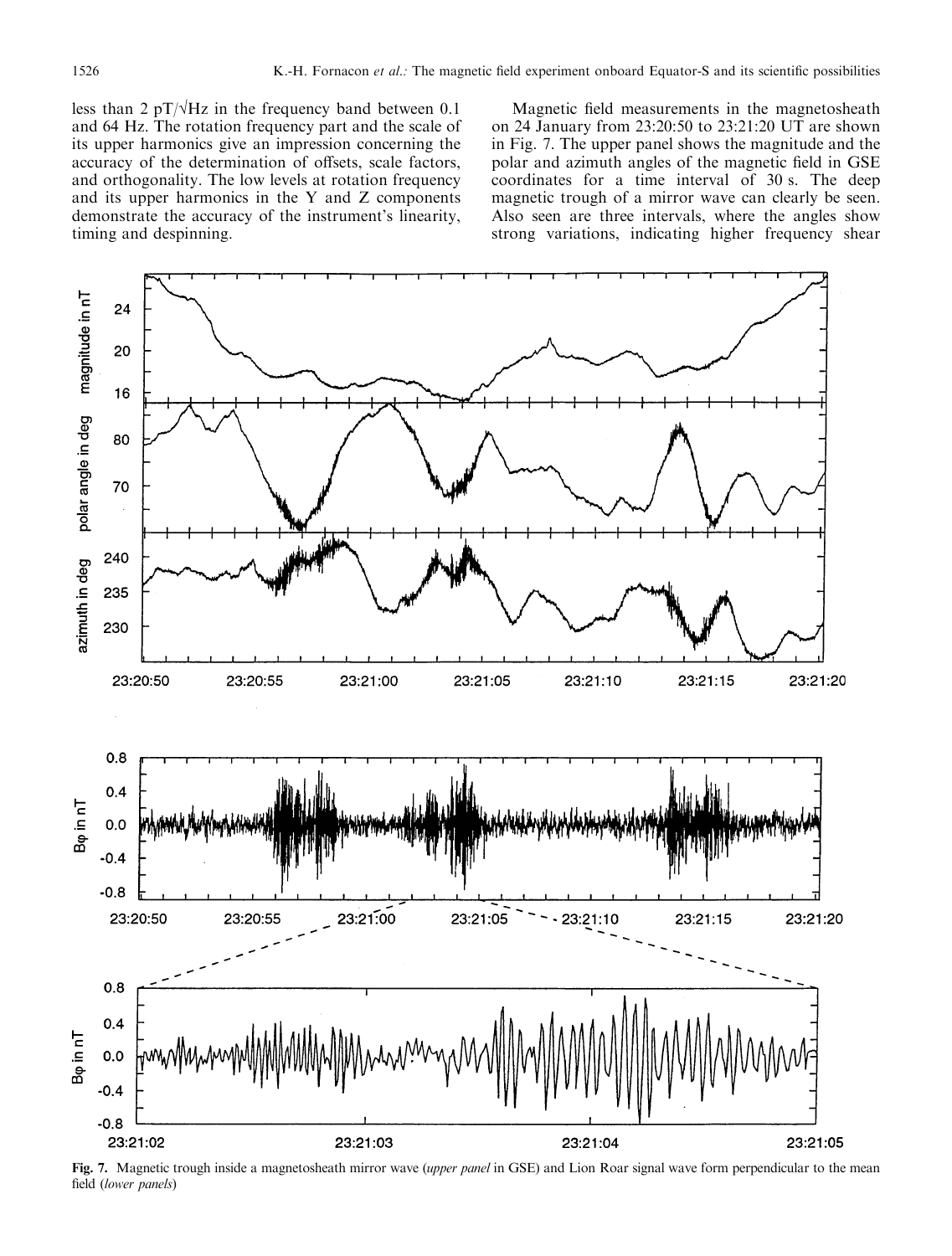less than 2 pT/√Hz in the frequency band between 0.1 and 64 Hz. The rotation frequency part and the scale of its upper harmonics give an impression concerning the accuracy of the determination of offsets, scale factors, and orthogonality. The low levels at rotation frequency and its upper harmonics in the Y and Z components demonstrate the accuracy of the instrument's linearity, timing and despinning.

Magnetic field measurements in the magnetosheath on 24 January from 23:20:50 to 23:21:20 UT are shown in Fig. 7. The upper panel shows the magnitude and the polar and azimuth angles of the magnetic field in GSE coordinates for a time interval of 30 s. The deep magnetic trough of a mirror wave can clearly be seen. Also seen are three intervals, where the angles show strong variations, indicating higher frequency shear

**Fig. 7.** Magnetic trough inside a magnetosheath mirror wave (*upper panel* in GSE) and Lion Roar signal wave form perpendicular to the mean field (*lower panels*)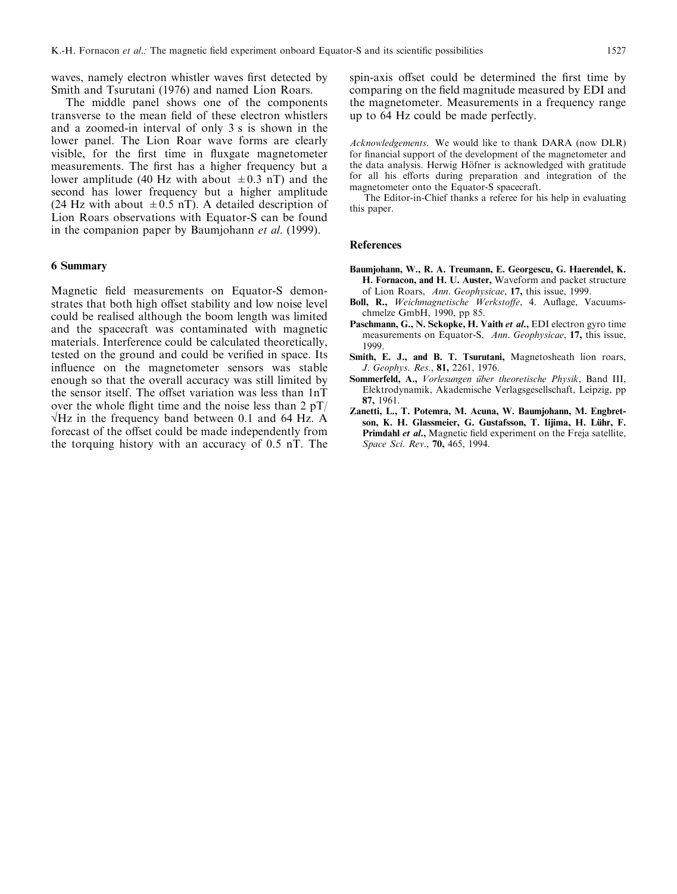waves, namely electron whistler waves first detected by Smith and Tsurutani (1976) and named Lion Roars.

The middle panel shows one of the components transverse to the mean field of these electron whistlers and a zoomed-in interval of only 3 s is shown in the lower panel. The Lion Roar wave forms are clearly visible, for the first time in fluxgate magnetometer measurements. The first has a higher frequency but a lower amplitude (40 Hz with about $\pm 0.3$ nT) and the second has lower frequency but a higher amplitude (24 Hz with about $\pm 0.5$ nT). A detailed description of Lion Roars observations with Equator-S can be found in the companion paper by Baumjohann *et al*. (1999).

## 6 Summary

Magnetic field measurements on Equator-S demonstrates that both high offset stability and low noise level could be realised although the boom length was limited and the spacecraft was contaminated with magnetic materials. Interference could be calculated theoretically, tested on the ground and could be verified in space. Its influence on the magnetometer sensors was stable enough so that the overall accuracy was still limited by the sensor itself. The offset variation was less than 1nT over the whole flight time and the noise less than 2 pT/$\sqrt{\text{Hz}}$ in the frequency band between 0.1 and 64 Hz. A forecast of the offset could be made independently from the torquing history with an accuracy of 0.5 nT. The spin-axis offset could be determined the first time by comparing on the field magnitude measured by EDI and the magnetometer. Measurements in a frequency range up to 64 Hz could be made perfectly.

*Acknowledgements*. We would like to thank DARA (now DLR) for financial support of the development of the magnetometer and the data analysis. Herwig Höfner is acknowledged with gratitude for all his efforts during preparation and integration of the magnetometer onto the Equator-S spacecraft.

The Editor-in-Chief thanks a referee for his help in evaluating this paper.

## References

**Baumjohann, W., R. A. Treumann, E. Georgescu, G. Haerendel, K. H. Fornacon, and H. U. Auster,** Waveform and packet structure of Lion Roars, *Ann. Geophysicae*, **17,** this issue, 1999.

**Boll, R.,** *Weichmagnetische Werkstoffe*, 4. Auflage, Vacuumschmelze GmbH, 1990, pp 85.

**Paschmann, G., N. Sckopke, H. Vaith *et al*.,** EDI electron gyro time measurements on Equator-S, *Ann. Geophysicae*, **17,** this issue, 1999.

**Smith, E. J., and B. T. Tsurutani,** Magnetosheath lion roars, *J. Geophys. Res*., **81,** 2261, 1976.

**Sommerfeld, A.,** *Vorlesungen über theoretische Physik*, Band III, Elektrodynamik, Akademische Verlagsgesellschaft, Leipzig, pp **87,** 1961.

**Zanetti, L., T. Potemra, M. Acuna, W. Baumjohann, M. Engbretson, K. H. Glassmeier, G. Gustafsson, T. Iijima, H. Lühr, F. Primdahl *et al*.,** Magnetic field experiment on the Freja satellite, *Space Sci. Rev*., **70,** 465, 1994.